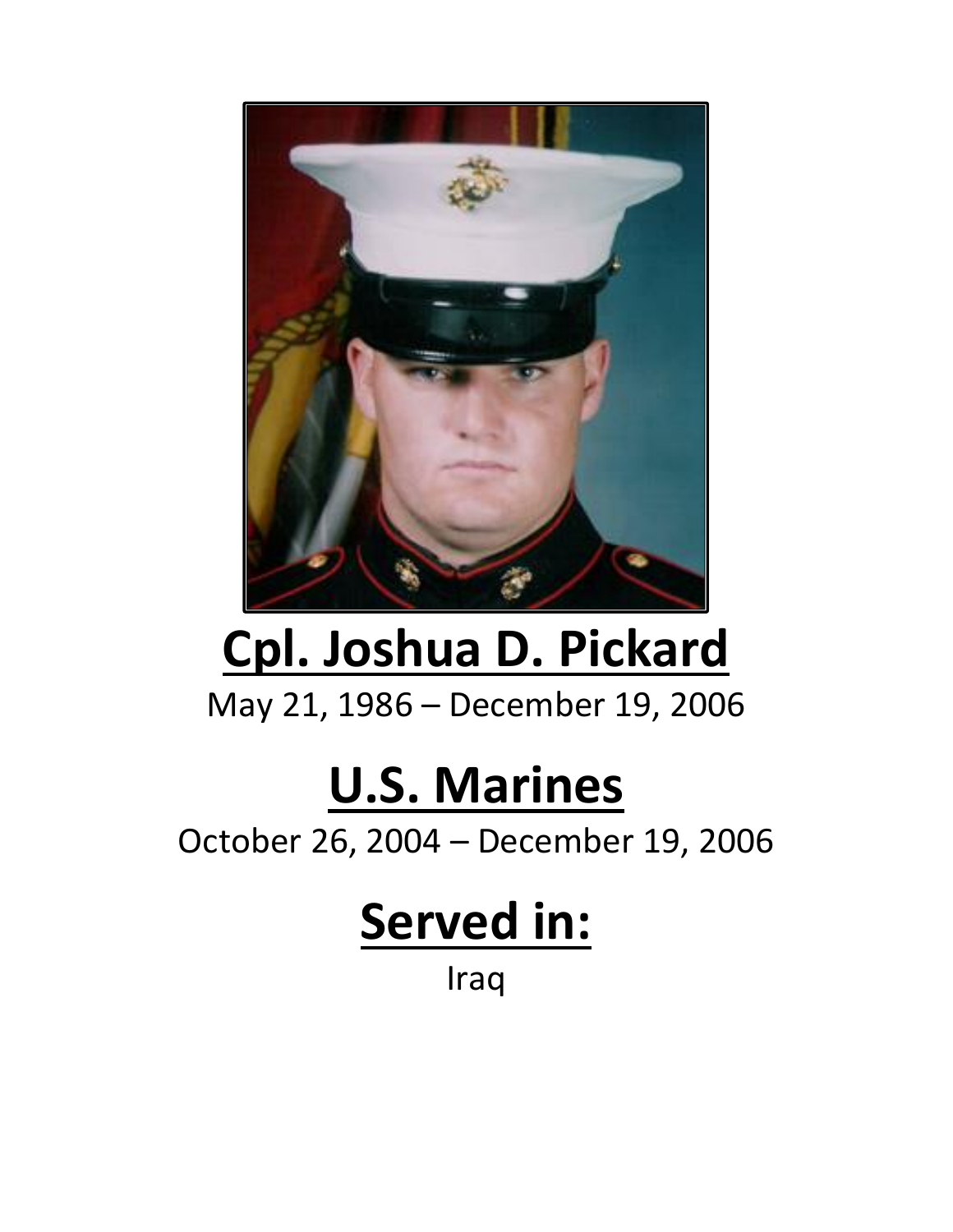# Cpl. Joshua D. Pickard

May 21, 1986 – December 19, 2006

# U.S. Marines

October 26, 2004 – December 19, 2006

# Served in:

Iraq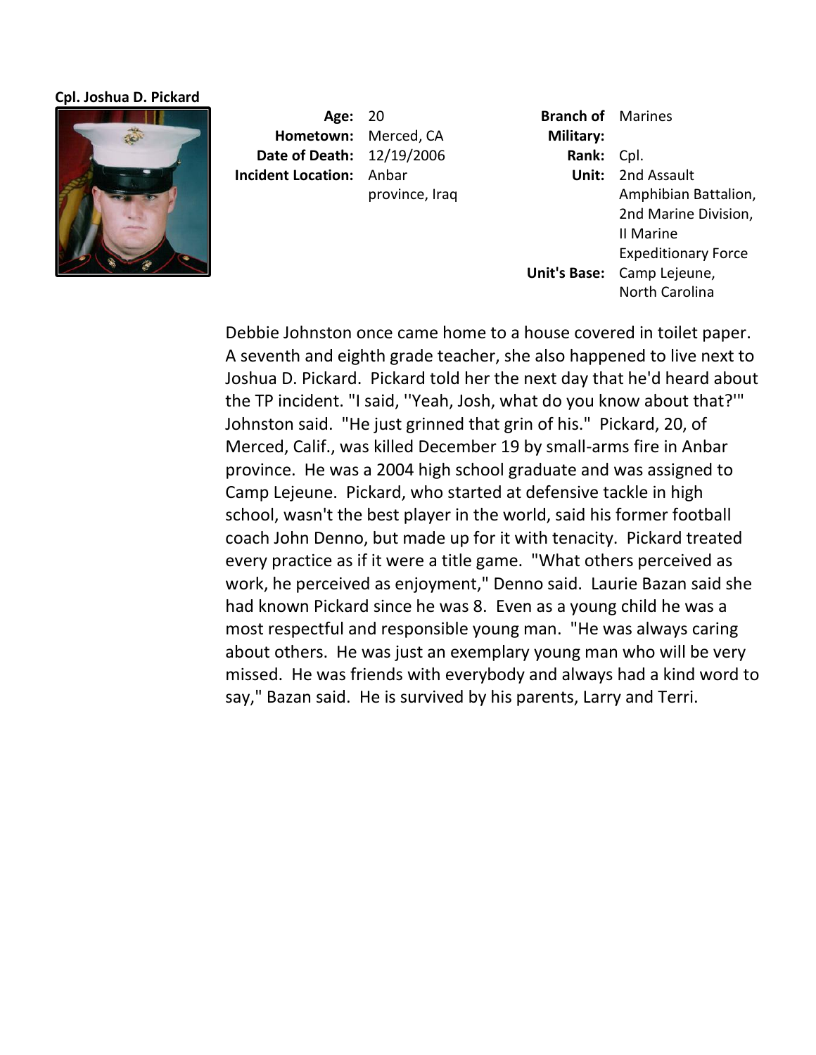**Cpl. Joshua D. Pickard**

| | | | |
|---|---|---|---|
| **Age:** | 20 | **Branch of Military:** | Marines |
| **Hometown:** | Merced, CA | **Rank:** | Cpl. |
| **Date of Death:** | 12/19/2006 | **Unit:** | 2nd Assault Amphibian Battalion, 2nd Marine Division, II Marine Expeditionary Force |
| **Incident Location:** | Anbar province, Iraq | **Unit's Base:** | Camp Lejeune, North Carolina |

Debbie Johnston once came home to a house covered in toilet paper. A seventh and eighth grade teacher, she also happened to live next to Joshua D. Pickard. Pickard told her the next day that he'd heard about the TP incident. "I said, ''Yeah, Josh, what do you know about that?'" Johnston said. "He just grinned that grin of his." Pickard, 20, of Merced, Calif., was killed December 19 by small-arms fire in Anbar province. He was a 2004 high school graduate and was assigned to Camp Lejeune. Pickard, who started at defensive tackle in high school, wasn't the best player in the world, said his former football coach John Denno, but made up for it with tenacity. Pickard treated every practice as if it were a title game. "What others perceived as work, he perceived as enjoyment," Denno said. Laurie Bazan said she had known Pickard since he was 8. Even as a young child he was a most respectful and responsible young man. "He was always caring about others. He was just an exemplary young man who will be very missed. He was friends with everybody and always had a kind word to say," Bazan said. He is survived by his parents, Larry and Terri.